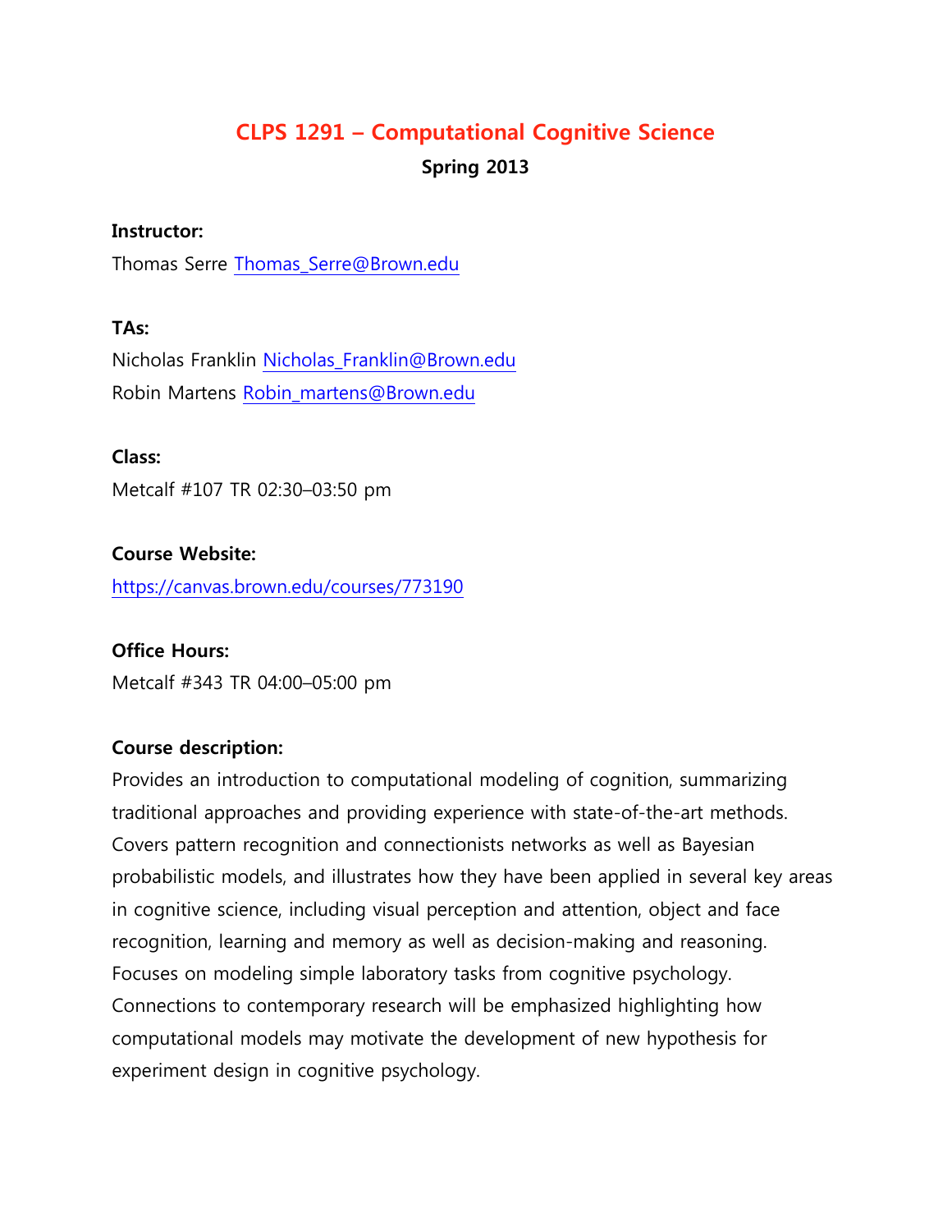# CLPS 1291 – Computational Cognitive Science

**Spring 2013**

**Instructor:**

Thomas Serre Thomas_Serre@Brown.edu

**TAs:**

Nicholas Franklin Nicholas_Franklin@Brown.edu

Robin Martens Robin_martens@Brown.edu

**Class:**

Metcalf #107 TR 02:30–03:50 pm

**Course Website:**

https://canvas.brown.edu/courses/773190

**Office Hours:**

Metcalf #343 TR 04:00–05:00 pm

**Course description:**

Provides an introduction to computational modeling of cognition, summarizing traditional approaches and providing experience with state-of-the-art methods. Covers pattern recognition and connectionists networks as well as Bayesian probabilistic models, and illustrates how they have been applied in several key areas in cognitive science, including visual perception and attention, object and face recognition, learning and memory as well as decision-making and reasoning. Focuses on modeling simple laboratory tasks from cognitive psychology. Connections to contemporary research will be emphasized highlighting how computational models may motivate the development of new hypothesis for experiment design in cognitive psychology.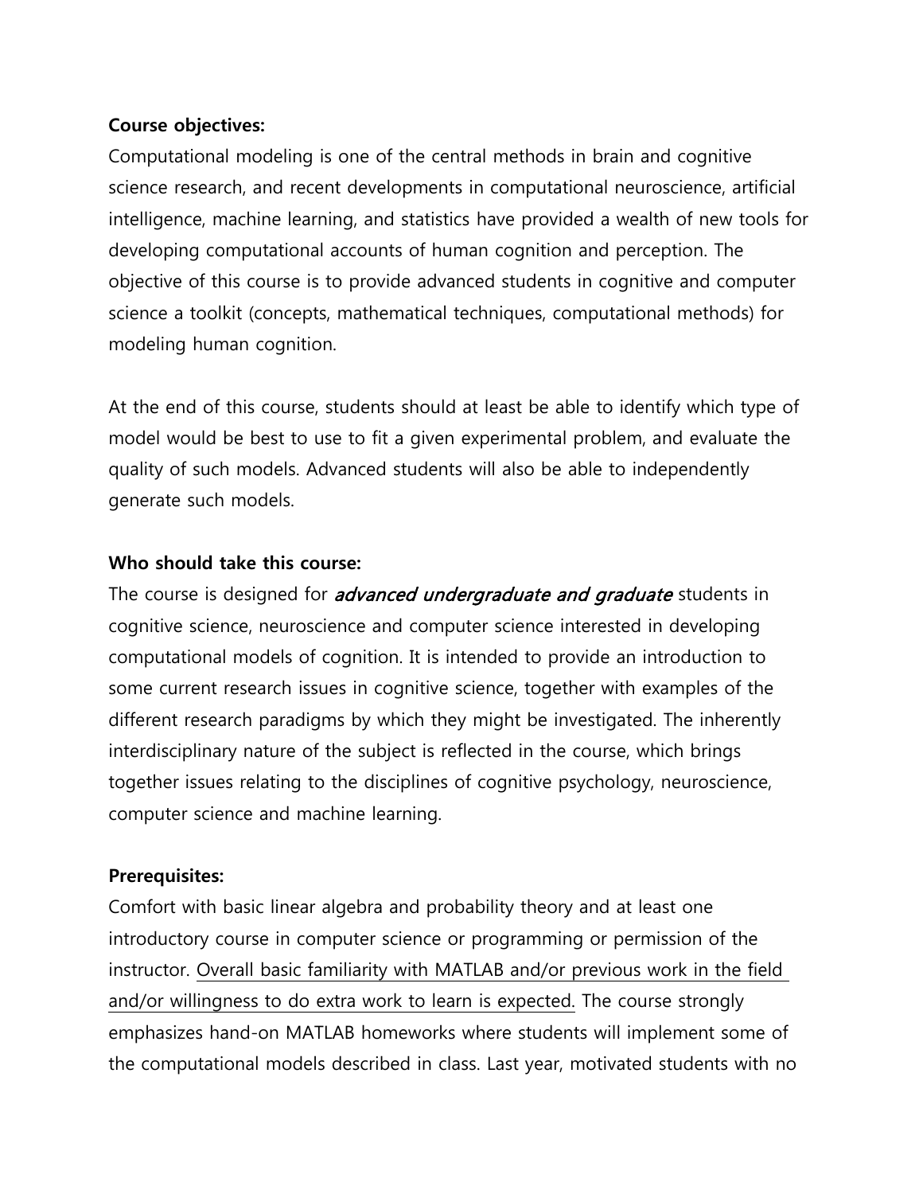**Course objectives:**

Computational modeling is one of the central methods in brain and cognitive science research, and recent developments in computational neuroscience, artificial intelligence, machine learning, and statistics have provided a wealth of new tools for developing computational accounts of human cognition and perception. The objective of this course is to provide advanced students in cognitive and computer science a toolkit (concepts, mathematical techniques, computational methods) for modeling human cognition.

At the end of this course, students should at least be able to identify which type of model would be best to use to fit a given experimental problem, and evaluate the quality of such models. Advanced students will also be able to independently generate such models.

**Who should take this course:**

The course is designed for ***advanced undergraduate and graduate*** students in cognitive science, neuroscience and computer science interested in developing computational models of cognition. It is intended to provide an introduction to some current research issues in cognitive science, together with examples of the different research paradigms by which they might be investigated. The inherently interdisciplinary nature of the subject is reflected in the course, which brings together issues relating to the disciplines of cognitive psychology, neuroscience, computer science and machine learning.

**Prerequisites:**

Comfort with basic linear algebra and probability theory and at least one introductory course in computer science or programming or permission of the instructor. <u>Overall basic familiarity with MATLAB and/or previous work in the field and/or willingness to do extra work to learn is expected.</u> The course strongly emphasizes hand-on MATLAB homeworks where students will implement some of the computational models described in class. Last year, motivated students with no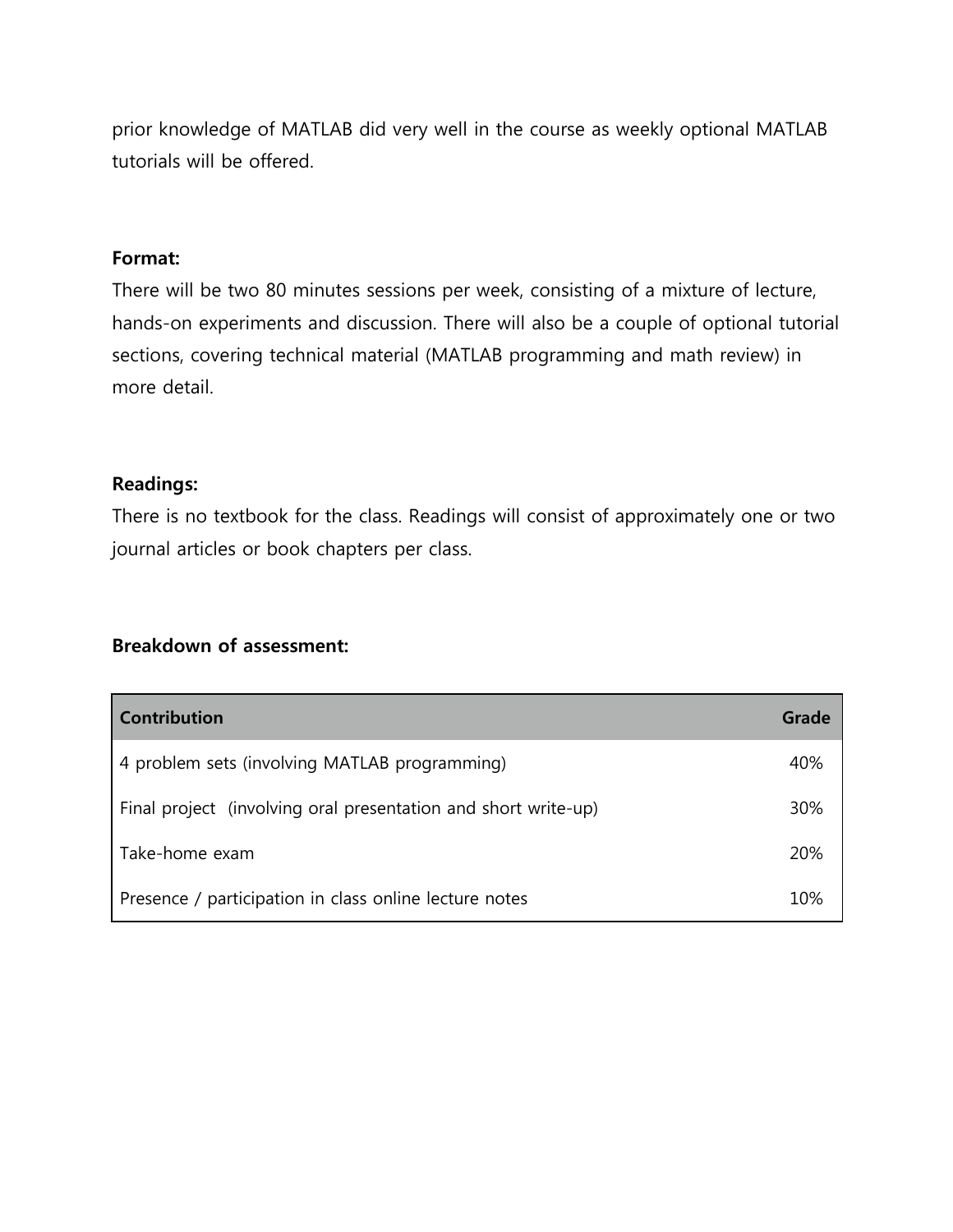prior knowledge of MATLAB did very well in the course as weekly optional MATLAB tutorials will be offered.

**Format:**

There will be two 80 minutes sessions per week, consisting of a mixture of lecture, hands-on experiments and discussion. There will also be a couple of optional tutorial sections, covering technical material (MATLAB programming and math review) in more detail.

**Readings:**

There is no textbook for the class. Readings will consist of approximately one or two journal articles or book chapters per class.

**Breakdown of assessment:**

| Contribution | Grade |
| --- | --- |
| 4 problem sets (involving MATLAB programming) | 40% |
| Final project (involving oral presentation and short write-up) | 30% |
| Take-home exam | 20% |
| Presence / participation in class online lecture notes | 10% |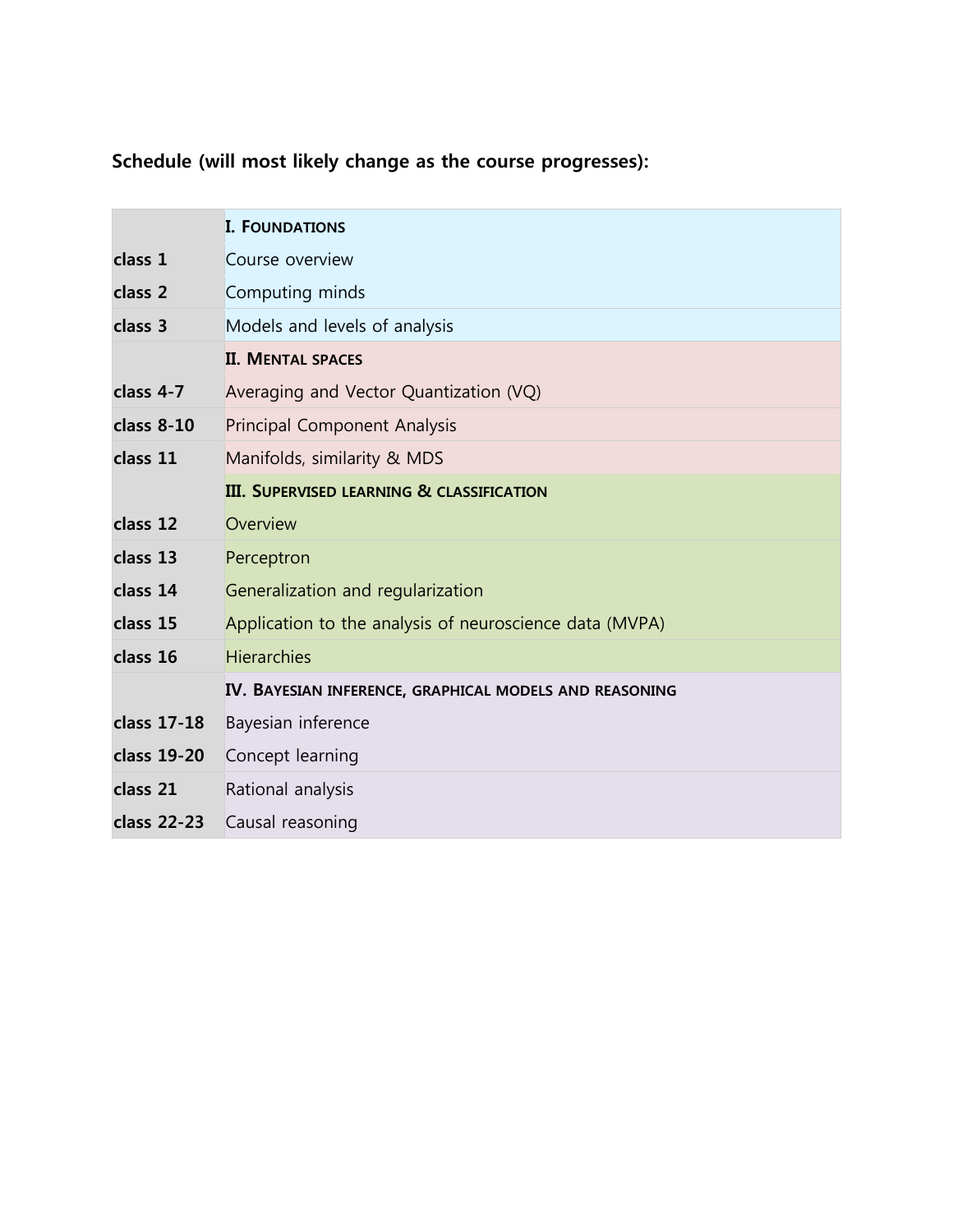**Schedule (will most likely change as the course progresses):**

| | |
|---|---|
| | **I. Foundations** |
| **class 1** | Course overview |
| **class 2** | Computing minds |
| **class 3** | Models and levels of analysis |
| | **II. Mental spaces** |
| **class 4-7** | Averaging and Vector Quantization (VQ) |
| **class 8-10** | Principal Component Analysis |
| **class 11** | Manifolds, similarity & MDS |
| | **III. Supervised learning & classification** |
| **class 12** | Overview |
| **class 13** | Perceptron |
| **class 14** | Generalization and regularization |
| **class 15** | Application to the analysis of neuroscience data (MVPA) |
| **class 16** | Hierarchies |
| | **IV. Bayesian inference, graphical models and reasoning** |
| **class 17-18** | Bayesian inference |
| **class 19-20** | Concept learning |
| **class 21** | Rational analysis |
| **class 22-23** | Causal reasoning |